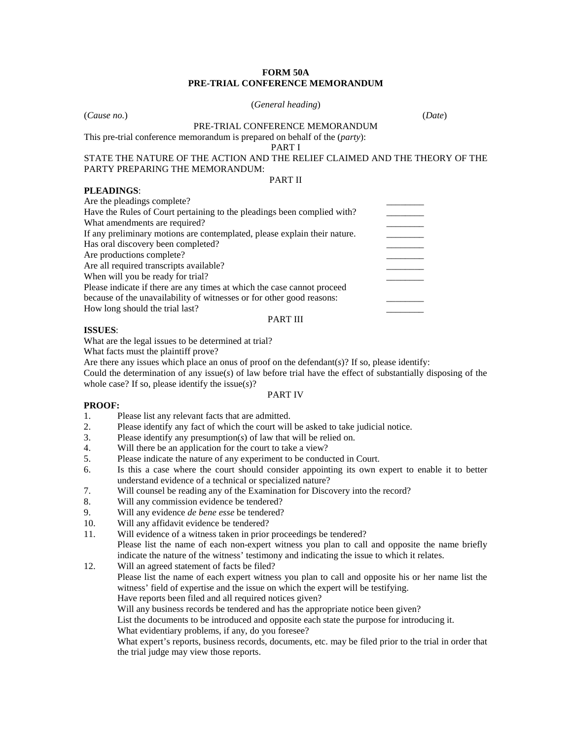# FORM 50A
# PRE-TRIAL CONFERENCE MEMORANDUM

(*General heading*)

(*Cause no.*) (*Date*)

PRE-TRIAL CONFERENCE MEMORANDUM

This pre-trial conference memorandum is prepared on behalf of the (*party*):

PART I

STATE THE NATURE OF THE ACTION AND THE RELIEF CLAIMED AND THE THEORY OF THE PARTY PREPARING THE MEMORANDUM:

PART II

**PLEADINGS**:

Are the pleadings complete? ________

Have the Rules of Court pertaining to the pleadings been complied with? ________

What amendments are required? ________

If any preliminary motions are contemplated, please explain their nature. ________

Has oral discovery been completed? ________

Are productions complete? ________

Are all required transcripts available? ________

When will you be ready for trial? ________

Please indicate if there are any times at which the case cannot proceed because of the unavailability of witnesses or for other good reasons: ________

How long should the trial last? ________

PART III

**ISSUES**:

What are the legal issues to be determined at trial?

What facts must the plaintiff prove?

Are there any issues which place an onus of proof on the defendant(*s*)? If so, please identify:

Could the determination of any issue(*s*) of law before trial have the effect of substantially disposing of the whole case? If so, please identify the issue(*s*)?

PART IV

**PROOF:**

1. Please list any relevant facts that are admitted.
2. Please identify any fact of which the court will be asked to take judicial notice.
3. Please identify any presumption(*s*) of law that will be relied on.
4. Will there be an application for the court to take a view?
5. Please indicate the nature of any experiment to be conducted in Court.
6. Is this a case where the court should consider appointing its own expert to enable it to better understand evidence of a technical or specialized nature?
7. Will counsel be reading any of the Examination for Discovery into the record?
8. Will any commission evidence be tendered?
9. Will any evidence *de bene esse* be tendered?
10. Will any affidavit evidence be tendered?
11. Will evidence of a witness taken in prior proceedings be tendered?
    Please list the name of each non-expert witness you plan to call and opposite the name briefly indicate the nature of the witness' testimony and indicating the issue to which it relates.
12. Will an agreed statement of facts be filed?
    Please list the name of each expert witness you plan to call and opposite his or her name list the witness' field of expertise and the issue on which the expert will be testifying.
    Have reports been filed and all required notices given?
    Will any business records be tendered and has the appropriate notice been given?
    List the documents to be introduced and opposite each state the purpose for introducing it.
    What evidentiary problems, if any, do you foresee?
    What expert's reports, business records, documents, etc. may be filed prior to the trial in order that the trial judge may view those reports.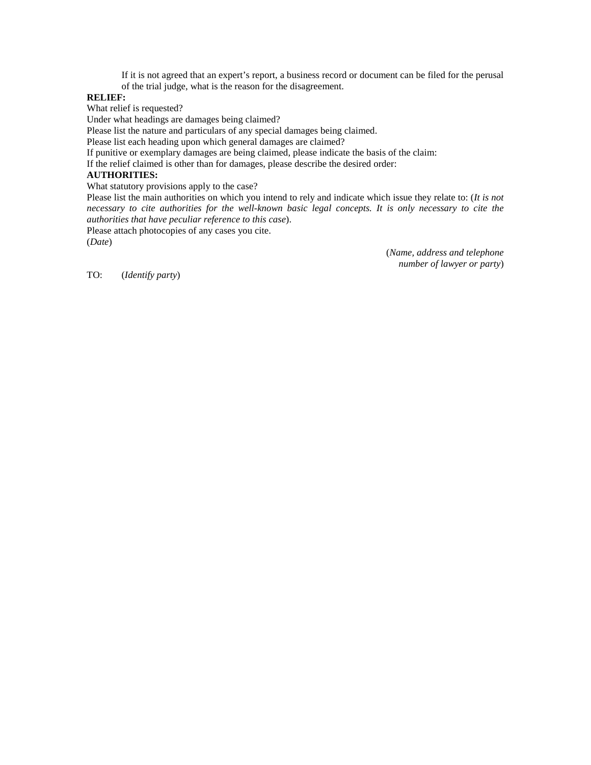If it is not agreed that an expert's report, a business record or document can be filed for the perusal of the trial judge, what is the reason for the disagreement.

**RELIEF:**

What relief is requested?

Under what headings are damages being claimed?

Please list the nature and particulars of any special damages being claimed.

Please list each heading upon which general damages are claimed?

If punitive or exemplary damages are being claimed, please indicate the basis of the claim:

If the relief claimed is other than for damages, please describe the desired order:

**AUTHORITIES:**

What statutory provisions apply to the case?

Please list the main authorities on which you intend to rely and indicate which issue they relate to: (*It is not necessary to cite authorities for the well-known basic legal concepts. It is only necessary to cite the authorities that have peculiar reference to this case*).

Please attach photocopies of any cases you cite.

(*Date*)

(*Name, address and telephone number of lawyer or party*)

TO: (*Identify party*)